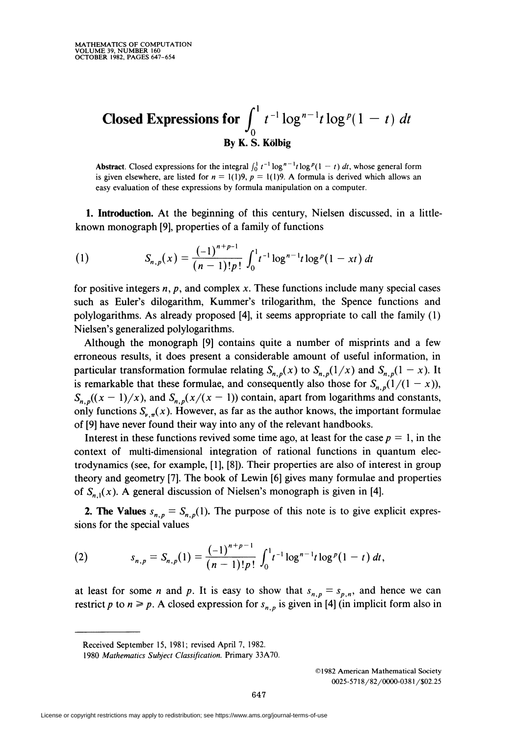# Closed Expressions for $\int_0^1 t^{-1} \log^{n-1} t \log^p(1-t)\, dt$

**By K. S. Kölbig**

**Abstract.** Closed expressions for the integral $\int_0^1 t^{-1} \log^{n-1} t \log^p(1-t)\, dt$, whose general form is given elsewhere, are listed for $n = 1(1)9$, $p = 1(1)9$. A formula is derived which allows an easy evaluation of these expressions by formula manipulation on a computer.

**1. Introduction.** At the beginning of this century, Nielsen discussed, in a little-known monograph [9], properties of a family of functions

$$S_{n,p}(x) = \frac{(-1)^{n+p-1}}{(n-1)!p!} \int_0^1 t^{-1} \log^{n-1} t \log^p(1-xt)\, dt \tag{1}$$

for positive integers $n$, $p$, and complex $x$. These functions include many special cases such as Euler's dilogarithm, Kummer's trilogarithm, the Spence functions and polylogarithms. As already proposed [4], it seems appropriate to call the family (1) Nielsen's generalized polylogarithms.

Although the monograph [9] contains quite a number of misprints and a few erroneous results, it does present a considerable amount of useful information, in particular transformation formulae relating $S_{n,p}(x)$ to $S_{n,p}(1/x)$ and $S_{n,p}(1-x)$. It is remarkable that these formulae, and consequently also those for $S_{n,p}(1/(1-x))$, $S_{n,p}((x-1)/x)$, and $S_{n,p}(x/(x-1))$ contain, apart from logarithms and constants, only functions $S_{\nu,\pi}(x)$. However, as far as the author knows, the important formulae of [9] have never found their way into any of the relevant handbooks.

Interest in these functions revived some time ago, at least for the case $p = 1$, in the context of multi-dimensional integration of rational functions in quantum electrodynamics (see, for example, [1], [8]). Their properties are also of interest in group theory and geometry [7]. The book of Lewin [6] gives many formulae and properties of $S_{n,1}(x)$. A general discussion of Nielsen's monograph is given in [4].

**2. The Values $s_{n,p} = S_{n,p}(1)$.** The purpose of this note is to give explicit expressions for the special values

$$s_{n,p} = S_{n,p}(1) = \frac{(-1)^{n+p-1}}{(n-1)!p!} \int_0^1 t^{-1} \log^{n-1} t \log^p(1-t)\, dt, \tag{2}$$

at least for some $n$ and $p$. It is easy to show that $s_{n,p} = s_{p,n}$, and hence we can restrict $p$ to $n \geqslant p$. A closed expression for $s_{n,p}$ is given in [4] (in implicit form also in

---

Received September 15, 1981; revised April 7, 1982.

1980 *Mathematics Subject Classification.* Primary 33A70.

©1982 American Mathematical Society
0025-5718/82/0000-0381/$02.25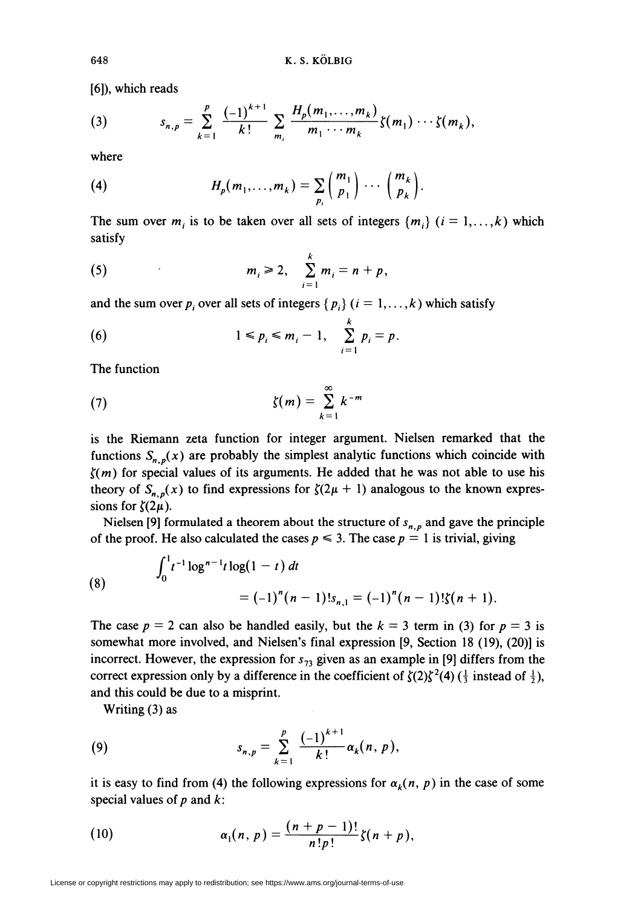[6]), which reads

$$s_{n,p} = \sum_{k=1}^{p} \frac{(-1)^{k+1}}{k!} \sum_{m_i} \frac{H_p(m_1,\ldots,m_k)}{m_1 \cdots m_k} \zeta(m_1) \cdots \zeta(m_k), \tag{3}$$

where

$$H_p(m_1,\ldots,m_k) = \sum_{p_i} \binom{m_1}{p_1} \cdots \binom{m_k}{p_k}. \tag{4}$$

The sum over $m_i$ is to be taken over all sets of integers $\{m_i\}$ $(i = 1,\ldots,k)$ which satisfy

$$m_i \geq 2, \quad \sum_{i=1}^{k} m_i = n + p, \tag{5}$$

and the sum over $p_i$ over all sets of integers $\{p_i\}$ $(i = 1,\ldots,k)$ which satisfy

$$1 \leq p_i \leq m_i - 1, \quad \sum_{i=1}^{k} p_i = p. \tag{6}$$

The function

$$\zeta(m) = \sum_{k=1}^{\infty} k^{-m} \tag{7}$$

is the Riemann zeta function for integer argument. Nielsen remarked that the functions $S_{n,p}(x)$ are probably the simplest analytic functions which coincide with $\zeta(m)$ for special values of its arguments. He added that he was not able to use his theory of $S_{n,p}(x)$ to find expressions for $\zeta(2\mu + 1)$ analogous to the known expressions for $\zeta(2\mu)$.

Nielsen [9] formulated a theorem about the structure of $s_{n,p}$ and gave the principle of the proof. He also calculated the cases $p \leq 3$. The case $p = 1$ is trivial, giving

$$\begin{aligned} &\int_0^1 t^{-1} \log^{n-1} t \log(1-t)\, dt \\ &\qquad = (-1)^n (n-1)! s_{n,1} = (-1)^n (n-1)! \zeta(n+1). \end{aligned} \tag{8}$$

The case $p = 2$ can also be handled easily, but the $k = 3$ term in (3) for $p = 3$ is somewhat more involved, and Nielsen's final expression [9, Section 18 (19), (20)] is incorrect. However, the expression for $s_{73}$ given as an example in [9] differs from the correct expression only by a difference in the coefficient of $\zeta(2)\zeta^2(4)$ ($\frac{1}{3}$ instead of $\frac{1}{2}$), and this could be due to a misprint.

Writing (3) as

$$s_{n,p} = \sum_{k=1}^{p} \frac{(-1)^{k+1}}{k!} \alpha_k(n, p), \tag{9}$$

it is easy to find from (4) the following expressions for $\alpha_k(n, p)$ in the case of some special values of $p$ and $k$:

$$\alpha_1(n, p) = \frac{(n+p-1)!}{n!\,p!} \zeta(n+p), \tag{10}$$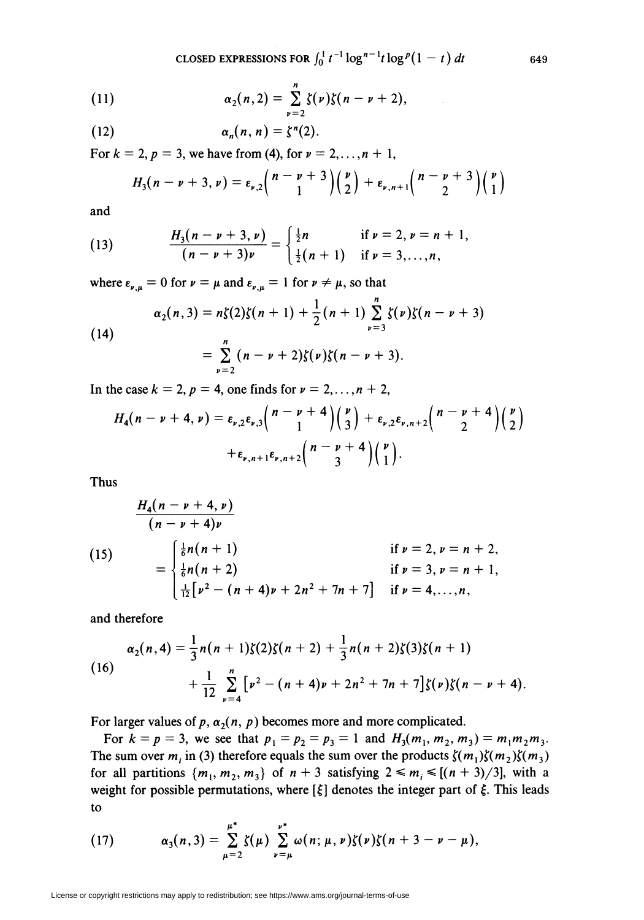$$(11) \qquad \alpha_2(n,2) = \sum_{\nu=2}^{n} \zeta(\nu)\zeta(n-\nu+2),$$

$$(12) \qquad \alpha_n(n,n) = \zeta^n(2).$$

For $k = 2$, $p = 3$, we have from (4), for $\nu = 2, \ldots, n+1$,

$$H_3(n-\nu+3,\nu) = \varepsilon_{\nu,2}\binom{n-\nu+3}{1}\binom{\nu}{2} + \varepsilon_{\nu,n+1}\binom{n-\nu+3}{2}\binom{\nu}{1}$$

and

$$(13) \qquad \frac{H_3(n-\nu+3,\nu)}{(n-\nu+3)\nu} = \begin{cases} \frac{1}{2}n & \text{if } \nu = 2, \nu = n+1, \\ \frac{1}{2}(n+1) & \text{if } \nu = 3, \ldots, n, \end{cases}$$

where $\varepsilon_{\nu,\mu} = 0$ for $\nu = \mu$ and $\varepsilon_{\nu,\mu} = 1$ for $\nu \neq \mu$, so that

$$(14) \qquad \begin{aligned} \alpha_2(n,3) &= n\zeta(2)\zeta(n+1) + \frac{1}{2}(n+1)\sum_{\nu=3}^{n}\zeta(\nu)\zeta(n-\nu+3) \\ &= \sum_{\nu=2}^{n}(n-\nu+2)\zeta(\nu)\zeta(n-\nu+3). \end{aligned}$$

In the case $k = 2$, $p = 4$, one finds for $\nu = 2, \ldots, n+2$,

$$\begin{aligned} H_4(n-\nu+4,\nu) = {} & \varepsilon_{\nu,2}\varepsilon_{\nu,3}\binom{n-\nu+4}{1}\binom{\nu}{3} + \varepsilon_{\nu,2}\varepsilon_{\nu,n+2}\binom{n-\nu+4}{2}\binom{\nu}{2} \\ & + \varepsilon_{\nu,n+1}\varepsilon_{\nu,n+2}\binom{n-\nu+4}{3}\binom{\nu}{1}. \end{aligned}$$

Thus

$$(15) \qquad \begin{aligned} & \frac{H_4(n-\nu+4,\nu)}{(n-\nu+4)\nu} \\ & = \begin{cases} \frac{1}{6}n(n+1) & \text{if } \nu = 2, \nu = n+2, \\ \frac{1}{6}n(n+2) & \text{if } \nu = 3, \nu = n+1, \\ \frac{1}{12}\left[\nu^2 - (n+4)\nu + 2n^2 + 7n + 7\right] & \text{if } \nu = 4, \ldots, n, \end{cases} \end{aligned}$$

and therefore

$$(16) \qquad \begin{aligned} \alpha_2(n,4) = {} & \frac{1}{3}n(n+1)\zeta(2)\zeta(n+2) + \frac{1}{3}n(n+2)\zeta(3)\zeta(n+1) \\ & + \frac{1}{12}\sum_{\nu=4}^{n}\left[\nu^2 - (n+4)\nu + 2n^2 + 7n + 7\right]\zeta(\nu)\zeta(n-\nu+4). \end{aligned}$$

For larger values of $p$, $\alpha_2(n,p)$ becomes more and more complicated.

For $k = p = 3$, we see that $p_1 = p_2 = p_3 = 1$ and $H_3(m_1, m_2, m_3) = m_1 m_2 m_3$. The sum over $m_i$ in (3) therefore equals the sum over the products $\zeta(m_1)\zeta(m_2)\zeta(m_3)$ for all partitions $\{m_1, m_2, m_3\}$ of $n+3$ satisfying $2 \leqslant m_i \leqslant [(n+3)/3]$, with a weight for possible permutations, where $[\xi]$ denotes the integer part of $\xi$. This leads to

$$(17) \qquad \alpha_3(n,3) = \sum_{\mu=2}^{\mu^*}\zeta(\mu)\sum_{\nu=\mu}^{\nu^*}\omega(n;\mu,\nu)\zeta(\nu)\zeta(n+3-\nu-\mu),$$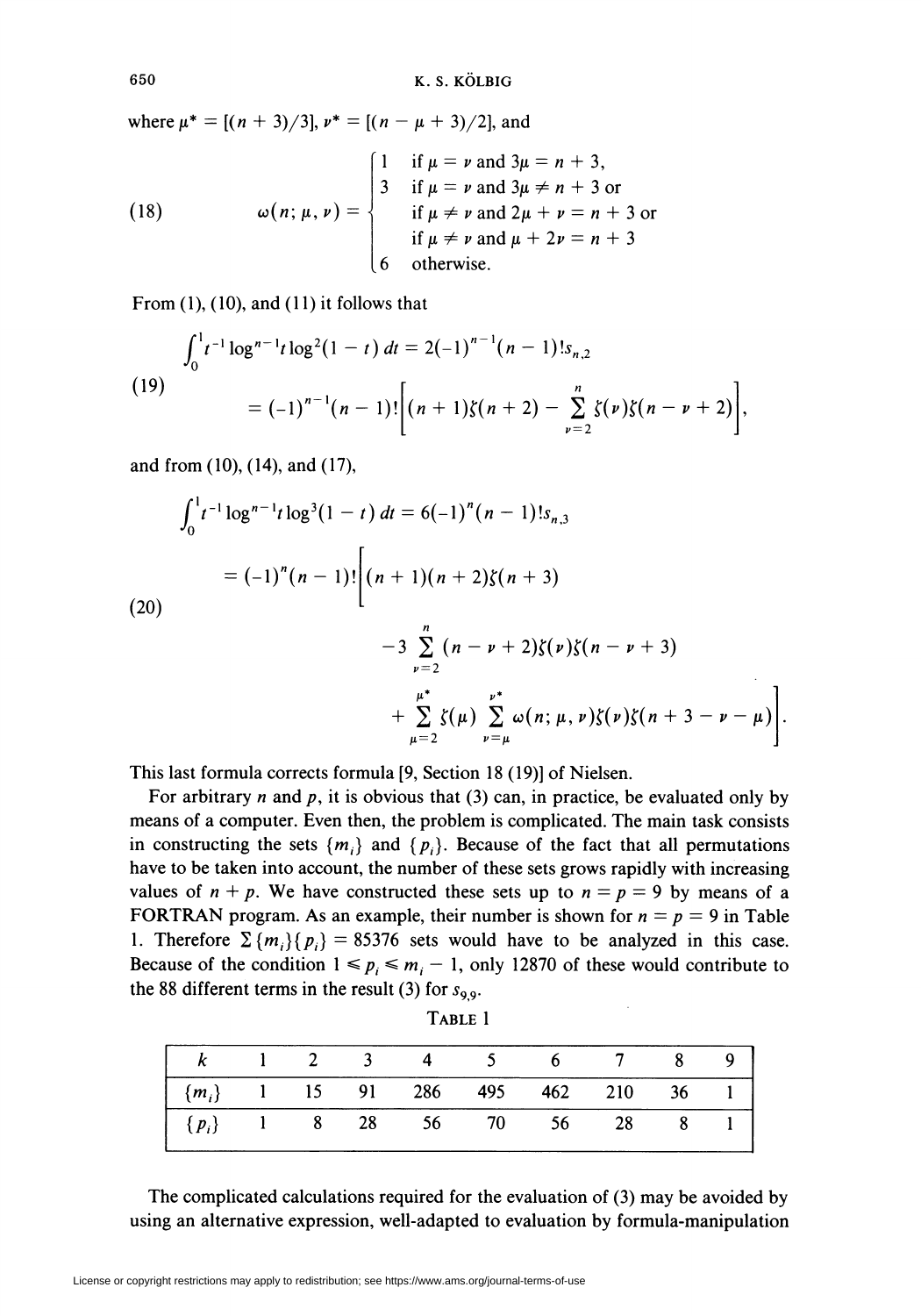where $\mu^* = [(n+3)/3]$, $\nu^* = [(n-\mu+3)/2]$, and

$$\omega(n;\mu,\nu) = \begin{cases} 1 & \text{if } \mu = \nu \text{ and } 3\mu = n+3, \\ 3 & \text{if } \mu = \nu \text{ and } 3\mu \neq n+3 \text{ or} \\ & \text{if } \mu \neq \nu \text{ and } 2\mu + \nu = n+3 \text{ or} \\ & \text{if } \mu \neq \nu \text{ and } \mu + 2\nu = n+3 \\ 6 & \text{otherwise.} \end{cases} \tag{18}$$

From (1), (10), and (11) it follows that

$$\begin{aligned} \int_0^1 t^{-1}\log^{n-1}t \log^2(1-t)\,dt &= 2(-1)^{n-1}(n-1)!s_{n,2} \\ &= (-1)^{n-1}(n-1)!\left[(n+1)\zeta(n+2) - \sum_{\nu=2}^{n}\zeta(\nu)\zeta(n-\nu+2)\right], \end{aligned} \tag{19}$$

and from (10), (14), and (17),

$$\begin{aligned} \int_0^1 t^{-1}\log^{n-1}t\log^3(1-t)\,dt &= 6(-1)^n(n-1)!s_{n,3} \\ = (-1)^n(n-1)!\Bigg[&(n+1)(n+2)\zeta(n+3) \\ &-3\sum_{\nu=2}^{n}(n-\nu+2)\zeta(\nu)\zeta(n-\nu+3) \\ &+\sum_{\mu=2}^{\mu^*}\zeta(\mu)\sum_{\nu=\mu}^{\nu^*}\omega(n;\mu,\nu)\zeta(\nu)\zeta(n+3-\nu-\mu)\Bigg]. \end{aligned} \tag{20}$$

This last formula corrects formula [9, Section 18 (19)] of Nielsen.

For arbitrary $n$ and $p$, it is obvious that (3) can, in practice, be evaluated only by means of a computer. Even then, the problem is complicated. The main task consists in constructing the sets $\{m_i\}$ and $\{p_i\}$. Because of the fact that all permutations have to be taken into account, the number of these sets grows rapidly with increasing values of $n + p$. We have constructed these sets up to $n = p = 9$ by means of a FORTRAN program. As an example, their number is shown for $n = p = 9$ in Table 1. Therefore $\sum\{m_i\}\{p_i\} = 85376$ sets would have to be analyzed in this case. Because of the condition $1 \leq p_i \leq m_i - 1$, only 12870 of these would contribute to the 88 different terms in the result (3) for $s_{9,9}$.

TABLE 1

| $k$ | 1 | 2 | 3 | 4 | 5 | 6 | 7 | 8 | 9 |
|---|---|---|---|---|---|---|---|---|---|
| $\{m_i\}$ | 1 | 15 | 91 | 286 | 495 | 462 | 210 | 36 | 1 |
| $\{p_i\}$ | 1 | 8 | 28 | 56 | 70 | 56 | 28 | 8 | 1 |

The complicated calculations required for the evaluation of (3) may be avoided by using an alternative expression, well-adapted to evaluation by formula-manipulation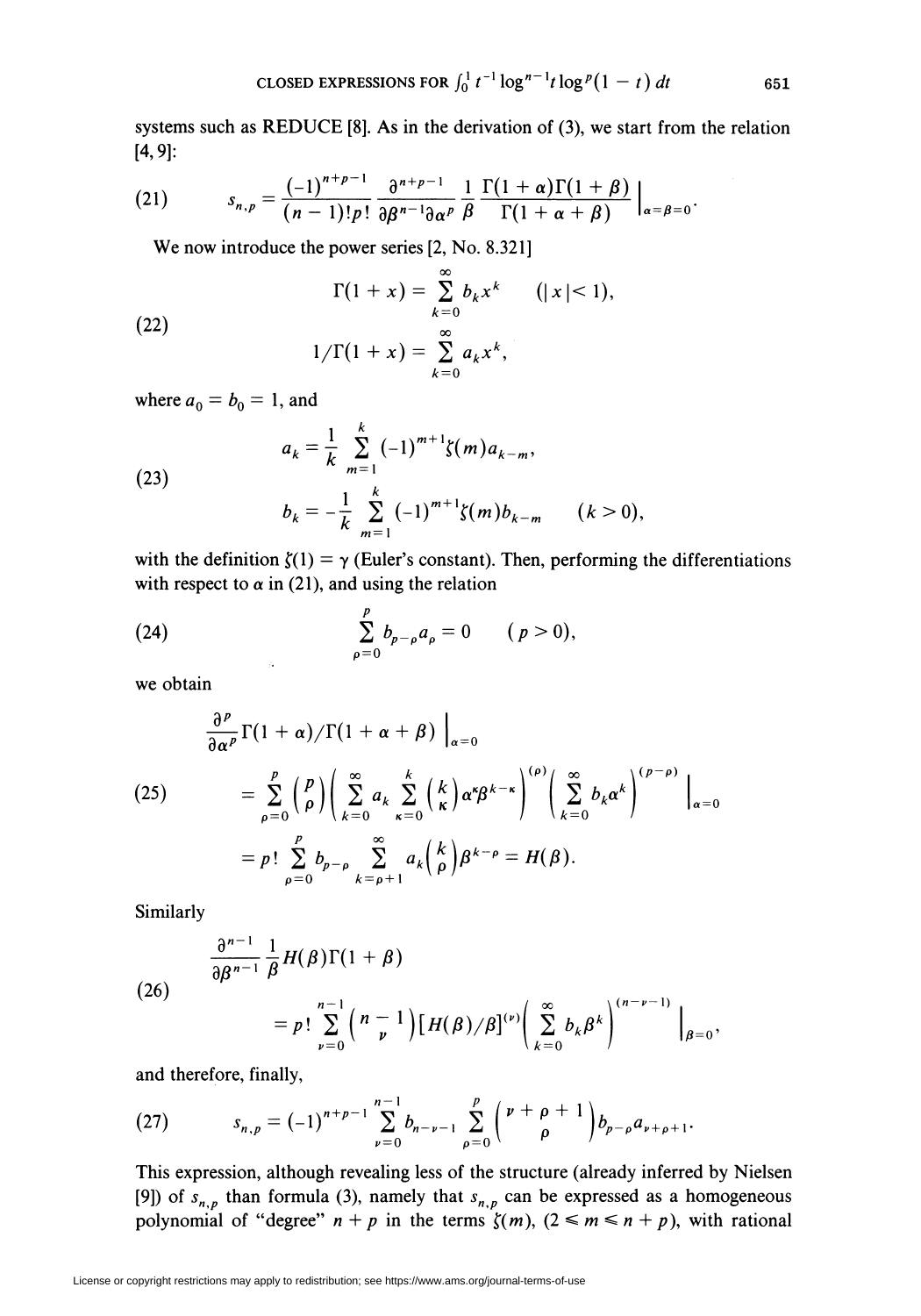systems such as REDUCE [8]. As in the derivation of (3), we start from the relation [4, 9]:

$$s_{n,p} = \frac{(-1)^{n+p-1}}{(n-1)!p!} \frac{\partial^{n+p-1}}{\partial\beta^{n-1}\partial\alpha^{p}} \frac{1}{\beta} \frac{\Gamma(1+\alpha)\Gamma(1+\beta)}{\Gamma(1+\alpha+\beta)}\bigg|_{\alpha=\beta=0}. \tag{21}$$

We now introduce the power series [2, No. 8.321]

$$\begin{aligned} \Gamma(1+x) &= \sum_{k=0}^{\infty} b_k x^k \qquad (|x|<1), \\ 1/\Gamma(1+x) &= \sum_{k=0}^{\infty} a_k x^k, \end{aligned} \tag{22}$$

where $a_0 = b_0 = 1$, and

$$\begin{aligned} a_k &= \frac{1}{k} \sum_{m=1}^{k} (-1)^{m+1} \zeta(m) a_{k-m}, \\ b_k &= -\frac{1}{k} \sum_{m=1}^{k} (-1)^{m+1} \zeta(m) b_{k-m} \qquad (k>0), \end{aligned} \tag{23}$$

with the definition $\zeta(1) = \gamma$ (Euler's constant). Then, performing the differentiations with respect to $\alpha$ in (21), and using the relation

$$\sum_{\rho=0}^{p} b_{p-\rho} a_\rho = 0 \qquad (p>0), \tag{24}$$

we obtain

$$\begin{aligned} &\frac{\partial^p}{\partial\alpha^p} \Gamma(1+\alpha)/\Gamma(1+\alpha+\beta)\bigg|_{\alpha=0} \\ &\quad = \sum_{\rho=0}^{p} \binom{p}{\rho} \left( \sum_{k=0}^{\infty} a_k \sum_{\kappa=0}^{k} \binom{k}{\kappa} \alpha^\kappa \beta^{k-\kappa} \right)^{(\rho)} \left( \sum_{k=0}^{\infty} b_k \alpha^k \right)^{(p-\rho)} \bigg|_{\alpha=0} \\ &\quad = p! \sum_{\rho=0}^{p} b_{p-\rho} \sum_{k=\rho+1}^{\infty} a_k \binom{k}{\rho} \beta^{k-\rho} = H(\beta). \end{aligned} \tag{25}$$

Similarly

$$\begin{aligned} &\frac{\partial^{n-1}}{\partial\beta^{n-1}} \frac{1}{\beta} H(\beta)\Gamma(1+\beta) \\ &\quad = p! \sum_{\nu=0}^{n-1} \binom{n-1}{\nu} [H(\beta)/\beta]^{(\nu)} \left( \sum_{k=0}^{\infty} b_k \beta^k \right)^{(n-\nu-1)} \bigg|_{\beta=0}, \end{aligned} \tag{26}$$

and therefore, finally,

$$s_{n,p} = (-1)^{n+p-1} \sum_{\nu=0}^{n-1} b_{n-\nu-1} \sum_{\rho=0}^{p} \binom{\nu+\rho+1}{\rho} b_{p-\rho} a_{\nu+\rho+1}. \tag{27}$$

This expression, although revealing less of the structure (already inferred by Nielsen [9]) of $s_{n,p}$ than formula (3), namely that $s_{n,p}$ can be expressed as a homogeneous polynomial of "degree" $n+p$ in the terms $\zeta(m)$, $(2 \leqslant m \leqslant n+p)$, with rational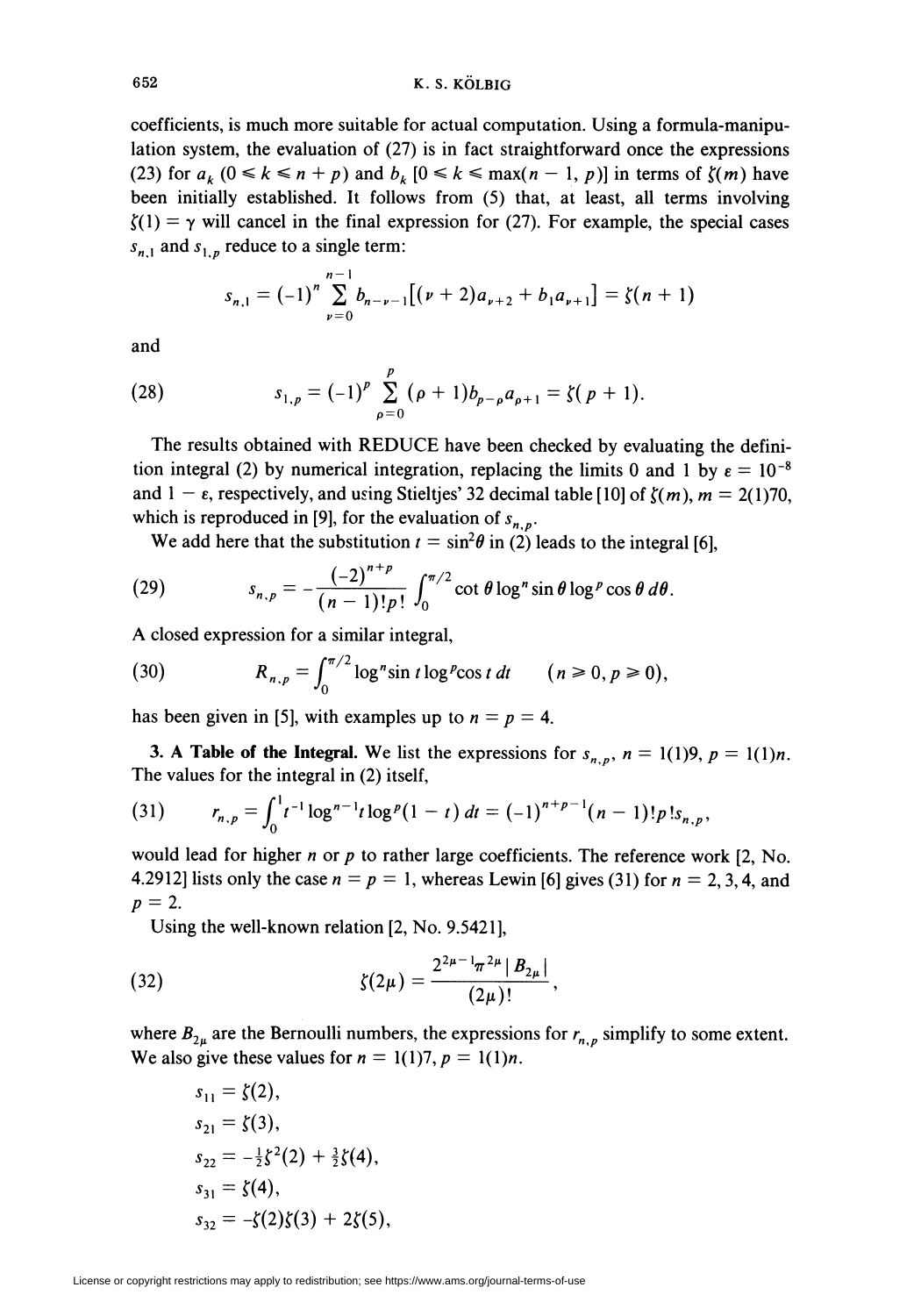coefficients, is much more suitable for actual computation. Using a formula-manipulation system, the evaluation of (27) is in fact straightforward once the expressions (23) for $a_k$ $(0 \leqslant k \leqslant n + p)$ and $b_k$ $[0 \leqslant k \leqslant \max(n-1, p)]$ in terms of $\zeta(m)$ have been initially established. It follows from (5) that, at least, all terms involving $\zeta(1) = \gamma$ will cancel in the final expression for (27). For example, the special cases $s_{n,1}$ and $s_{1,p}$ reduce to a single term:

$$s_{n,1} = (-1)^n \sum_{\nu=0}^{n-1} b_{n-\nu-1}\left[(\nu+2)a_{\nu+2} + b_1 a_{\nu+1}\right] = \zeta(n+1)$$

and

$$(28) \qquad s_{1,p} = (-1)^p \sum_{\rho=0}^{p} (\rho+1) b_{p-\rho} a_{\rho+1} = \zeta(p+1).$$

The results obtained with REDUCE have been checked by evaluating the definition integral (2) by numerical integration, replacing the limits 0 and 1 by $\varepsilon = 10^{-8}$ and $1 - \varepsilon$, respectively, and using Stieltjes' 32 decimal table [10] of $\zeta(m)$, $m = 2(1)70$, which is reproduced in [9], for the evaluation of $s_{n,p}$.

We add here that the substitution $t = \sin^2\theta$ in (2) leads to the integral [6],

$$(29) \qquad s_{n,p} = -\frac{(-2)^{n+p}}{(n-1)!\,p!} \int_0^{\pi/2} \cot\theta \log^n \sin\theta \log^p \cos\theta \, d\theta.$$

A closed expression for a similar integral,

$$(30) \qquad R_{n,p} = \int_0^{\pi/2} \log^n \sin t \log^p \cos t \, dt \qquad (n \geqslant 0, p \geqslant 0),$$

has been given in [5], with examples up to $n = p = 4$.

**3. A Table of the Integral.** We list the expressions for $s_{n,p}$, $n = 1(1)9$, $p = 1(1)n$. The values for the integral in (2) itself,

$$(31) \qquad r_{n,p} = \int_0^1 t^{-1} \log^{n-1} t \log^p (1-t)\, dt = (-1)^{n+p-1}(n-1)!\,p!\,s_{n,p},$$

would lead for higher $n$ or $p$ to rather large coefficients. The reference work [2, No. 4.2912] lists only the case $n = p = 1$, whereas Lewin [6] gives (31) for $n = 2, 3, 4$, and $p = 2$.

Using the well-known relation [2, No. 9.5421],

$$(32) \qquad \zeta(2\mu) = \frac{2^{2\mu-1}\pi^{2\mu}|B_{2\mu}|}{(2\mu)!},$$

where $B_{2\mu}$ are the Bernoulli numbers, the expressions for $r_{n,p}$ simplify to some extent. We also give these values for $n = 1(1)7$, $p = 1(1)n$.

$$s_{11} = \zeta(2),$$

$$s_{21} = \zeta(3),$$

$$s_{22} = -\tfrac{1}{2}\zeta^2(2) + \tfrac{3}{2}\zeta(4),$$

$$s_{31} = \zeta(4),$$

$$s_{32} = -\zeta(2)\zeta(3) + 2\zeta(5),$$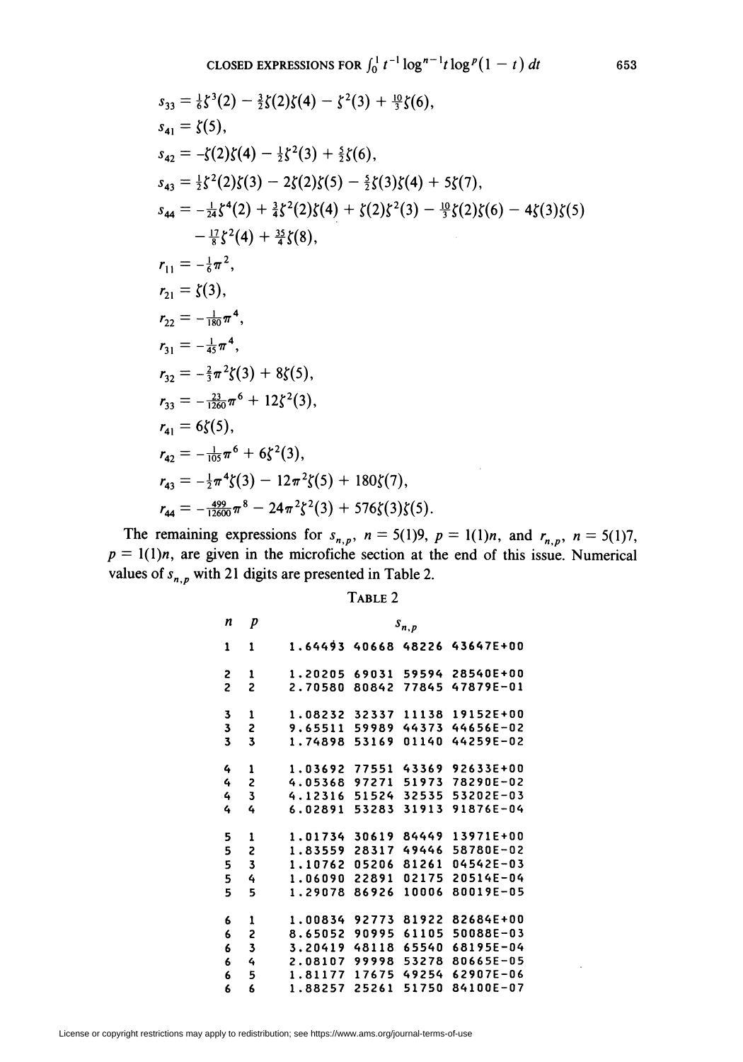$$s_{33} = \tfrac{1}{6}\zeta^3(2) - \tfrac{3}{2}\zeta(2)\zeta(4) - \zeta^2(3) + \tfrac{10}{3}\zeta(6),$$

$$s_{41} = \zeta(5),$$

$$s_{42} = -\zeta(2)\zeta(4) - \tfrac{1}{2}\zeta^2(3) + \tfrac{5}{2}\zeta(6),$$

$$s_{43} = \tfrac{1}{2}\zeta^2(2)\zeta(3) - 2\zeta(2)\zeta(5) - \tfrac{5}{2}\zeta(3)\zeta(4) + 5\zeta(7),$$

$$s_{44} = -\tfrac{1}{24}\zeta^4(2) + \tfrac{3}{4}\zeta^2(2)\zeta(4) + \zeta(2)\zeta^2(3) - \tfrac{10}{3}\zeta(2)\zeta(6) - 4\zeta(3)\zeta(5) - \tfrac{17}{8}\zeta^2(4) + \tfrac{35}{4}\zeta(8),$$

$$r_{11} = -\tfrac{1}{6}\pi^2,$$

$$r_{21} = \zeta(3),$$

$$r_{22} = -\tfrac{1}{180}\pi^4,$$

$$r_{31} = -\tfrac{1}{45}\pi^4,$$

$$r_{32} = -\tfrac{2}{3}\pi^2\zeta(3) + 8\zeta(5),$$

$$r_{33} = -\tfrac{23}{1260}\pi^6 + 12\zeta^2(3),$$

$$r_{41} = 6\zeta(5),$$

$$r_{42} = -\tfrac{1}{105}\pi^6 + 6\zeta^2(3),$$

$$r_{43} = -\tfrac{1}{2}\pi^4\zeta(3) - 12\pi^2\zeta(5) + 180\zeta(7),$$

$$r_{44} = -\tfrac{499}{12600}\pi^8 - 24\pi^2\zeta^2(3) + 576\zeta(3)\zeta(5).$$

The remaining expressions for $s_{n,p}$, $n = 5(1)9$, $p = 1(1)n$, and $r_{n,p}$, $n = 5(1)7$, $p = 1(1)n$, are given in the microfiche section at the end of this issue. Numerical values of $s_{n,p}$ with 21 digits are presented in Table 2.

TABLE 2

| $n$ | $p$ | $s_{n,p}$ |
|---|---|---|
| 1 | 1 | 1.64493 40668 48226 43647E+00 |
| 2 | 1 | 1.20205 69031 59594 28540E+00 |
| 2 | 2 | 2.70580 80842 77845 47879E-01 |
| 3 | 1 | 1.08232 32337 11138 19152E+00 |
| 3 | 2 | 9.65511 59989 44373 44656E-02 |
| 3 | 3 | 1.74898 53169 01140 44259E-02 |
| 4 | 1 | 1.03692 77551 43369 92633E+00 |
| 4 | 2 | 4.05368 97271 51973 78290E-02 |
| 4 | 3 | 4.12316 51524 32535 53202E-03 |
| 4 | 4 | 6.02891 53283 31913 91876E-04 |
| 5 | 1 | 1.01734 30619 84449 13971E+00 |
| 5 | 2 | 1.83559 28317 49446 58780E-02 |
| 5 | 3 | 1.10762 05206 81261 04542E-03 |
| 5 | 4 | 1.06090 22891 02175 20514E-04 |
| 5 | 5 | 1.29078 86926 10006 80019E-05 |
| 6 | 1 | 1.00834 92773 81922 82684E+00 |
| 6 | 2 | 8.65052 90995 61105 50088E-03 |
| 6 | 3 | 3.20419 48118 65540 68195E-04 |
| 6 | 4 | 2.08107 99998 53278 80665E-05 |
| 6 | 5 | 1.81177 17675 49254 62907E-06 |
| 6 | 6 | 1.88257 25261 51750 84100E-07 |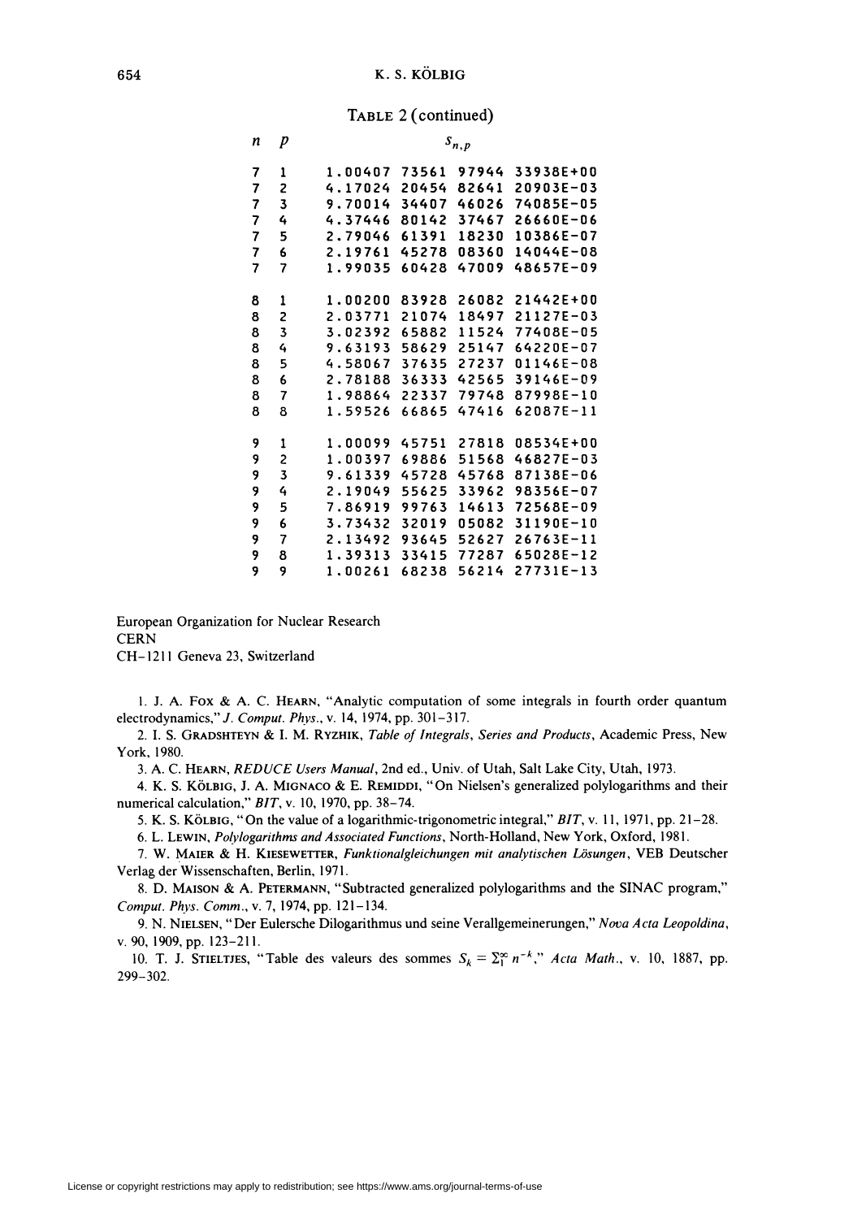TABLE 2 (continued)

| $n$ | $p$ | $s_{n,p}$ |
|---|---|---|
| 7 | 1 | 1.00407 73561 97944 33938E+00 |
| 7 | 2 | 4.17024 20454 82641 20903E-03 |
| 7 | 3 | 9.70014 34407 46026 74085E-05 |
| 7 | 4 | 4.37446 80142 37467 26660E-06 |
| 7 | 5 | 2.79046 61391 18230 10386E-07 |
| 7 | 6 | 2.19761 45278 08360 14044E-08 |
| 7 | 7 | 1.99035 60428 47009 48657E-09 |
| 8 | 1 | 1.00200 83928 26082 21442E+00 |
| 8 | 2 | 2.03771 21074 18497 21127E-03 |
| 8 | 3 | 3.02392 65882 11524 77408E-05 |
| 8 | 4 | 9.63193 58629 25147 64220E-07 |
| 8 | 5 | 4.58067 37635 27237 01146E-08 |
| 8 | 6 | 2.78188 36333 42565 39146E-09 |
| 8 | 7 | 1.98864 22337 79748 87998E-10 |
| 8 | 8 | 1.59526 66865 47416 62087E-11 |
| 9 | 1 | 1.00099 45751 27818 08534E+00 |
| 9 | 2 | 1.00397 69886 51568 46827E-03 |
| 9 | 3 | 9.61339 45728 45768 87138E-06 |
| 9 | 4 | 2.19049 55625 33962 98356E-07 |
| 9 | 5 | 7.86919 99763 14613 72568E-09 |
| 9 | 6 | 3.73432 32019 05082 31190E-10 |
| 9 | 7 | 2.13492 93645 52627 26763E-11 |
| 9 | 8 | 1.39313 33415 77287 65028E-12 |
| 9 | 9 | 1.00261 68238 56214 27731E-13 |

European Organization for Nuclear Research
CERN
CH-1211 Geneva 23, Switzerland

1. J. A. FOX & A. C. HEARN, "Analytic computation of some integrals in fourth order quantum electrodynamics," *J. Comput. Phys.*, v. 14, 1974, pp. 301–317.

2. I. S. GRADSHTEYN & I. M. RYZHIK, *Table of Integrals, Series and Products*, Academic Press, New York, 1980.

3. A. C. HEARN, *REDUCE Users Manual*, 2nd ed., Univ. of Utah, Salt Lake City, Utah, 1973.

4. K. S. KÖLBIG, J. A. MIGNACO & E. REMIDDI, "On Nielsen's generalized polylogarithms and their numerical calculation," *BIT*, v. 10, 1970, pp. 38–74.

5. K. S. KÖLBIG, "On the value of a logarithmic-trigonometric integral," *BIT*, v. 11, 1971, pp. 21–28.

6. L. LEWIN, *Polylogarithms and Associated Functions*, North-Holland, New York, Oxford, 1981.

7. W. MAIER & H. KIESEWETTER, *Funktionalgleichungen mit analytischen Lösungen*, VEB Deutscher Verlag der Wissenschaften, Berlin, 1971.

8. D. MAISON & A. PETERMANN, "Subtracted generalized polylogarithms and the SINAC program," *Comput. Phys. Comm.*, v. 7, 1974, pp. 121–134.

9. N. NIELSEN, "Der Eulersche Dilogarithmus und seine Verallgemeinerungen," *Nova Acta Leopoldina*, v. 90, 1909, pp. 123–211.

10. T. J. STIELTJES, "Table des valeurs des sommes $S_k = \sum_1^\infty n^{-k}$," *Acta Math.*, v. 10, 1887, pp. 299–302.